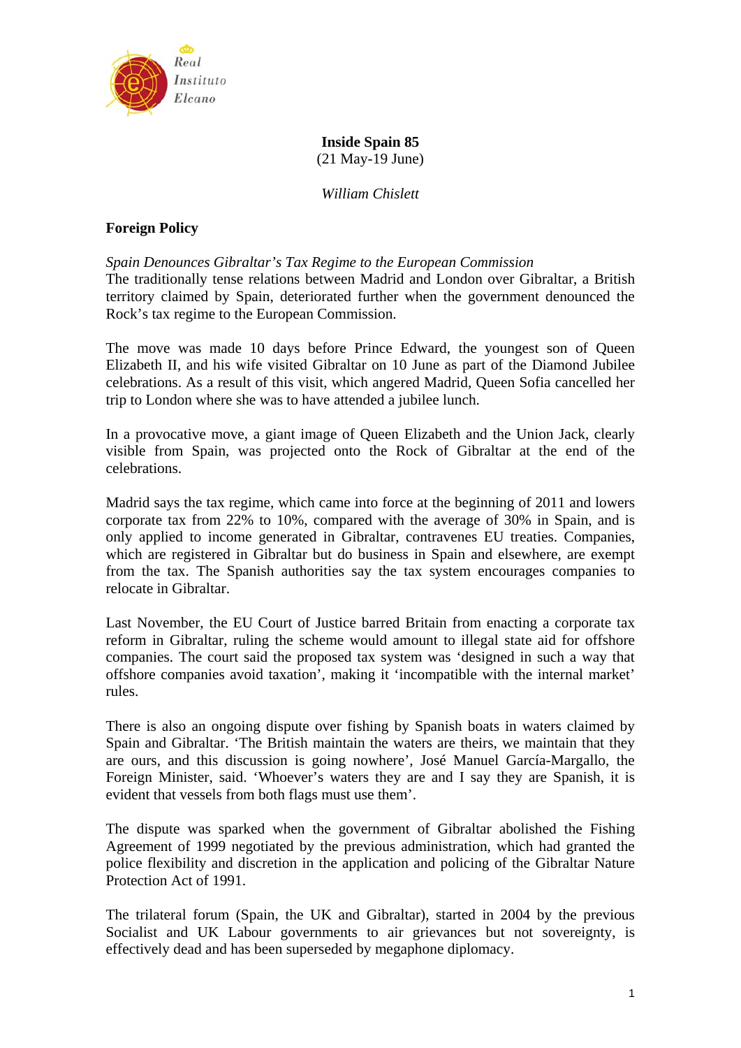Real Instituto Elcano

# Inside Spain 85

(21 May-19 June)

*William Chislett*

## Foreign Policy

*Spain Denounces Gibraltar's Tax Regime to the European Commission*

The traditionally tense relations between Madrid and London over Gibraltar, a British territory claimed by Spain, deteriorated further when the government denounced the Rock's tax regime to the European Commission.

The move was made 10 days before Prince Edward, the youngest son of Queen Elizabeth II, and his wife visited Gibraltar on 10 June as part of the Diamond Jubilee celebrations. As a result of this visit, which angered Madrid, Queen Sofia cancelled her trip to London where she was to have attended a jubilee lunch.

In a provocative move, a giant image of Queen Elizabeth and the Union Jack, clearly visible from Spain, was projected onto the Rock of Gibraltar at the end of the celebrations.

Madrid says the tax regime, which came into force at the beginning of 2011 and lowers corporate tax from 22% to 10%, compared with the average of 30% in Spain, and is only applied to income generated in Gibraltar, contravenes EU treaties. Companies, which are registered in Gibraltar but do business in Spain and elsewhere, are exempt from the tax. The Spanish authorities say the tax system encourages companies to relocate in Gibraltar.

Last November, the EU Court of Justice barred Britain from enacting a corporate tax reform in Gibraltar, ruling the scheme would amount to illegal state aid for offshore companies. The court said the proposed tax system was 'designed in such a way that offshore companies avoid taxation', making it 'incompatible with the internal market' rules.

There is also an ongoing dispute over fishing by Spanish boats in waters claimed by Spain and Gibraltar. 'The British maintain the waters are theirs, we maintain that they are ours, and this discussion is going nowhere', José Manuel García-Margallo, the Foreign Minister, said. 'Whoever's waters they are and I say they are Spanish, it is evident that vessels from both flags must use them'.

The dispute was sparked when the government of Gibraltar abolished the Fishing Agreement of 1999 negotiated by the previous administration, which had granted the police flexibility and discretion in the application and policing of the Gibraltar Nature Protection Act of 1991.

The trilateral forum (Spain, the UK and Gibraltar), started in 2004 by the previous Socialist and UK Labour governments to air grievances but not sovereignty, is effectively dead and has been superseded by megaphone diplomacy.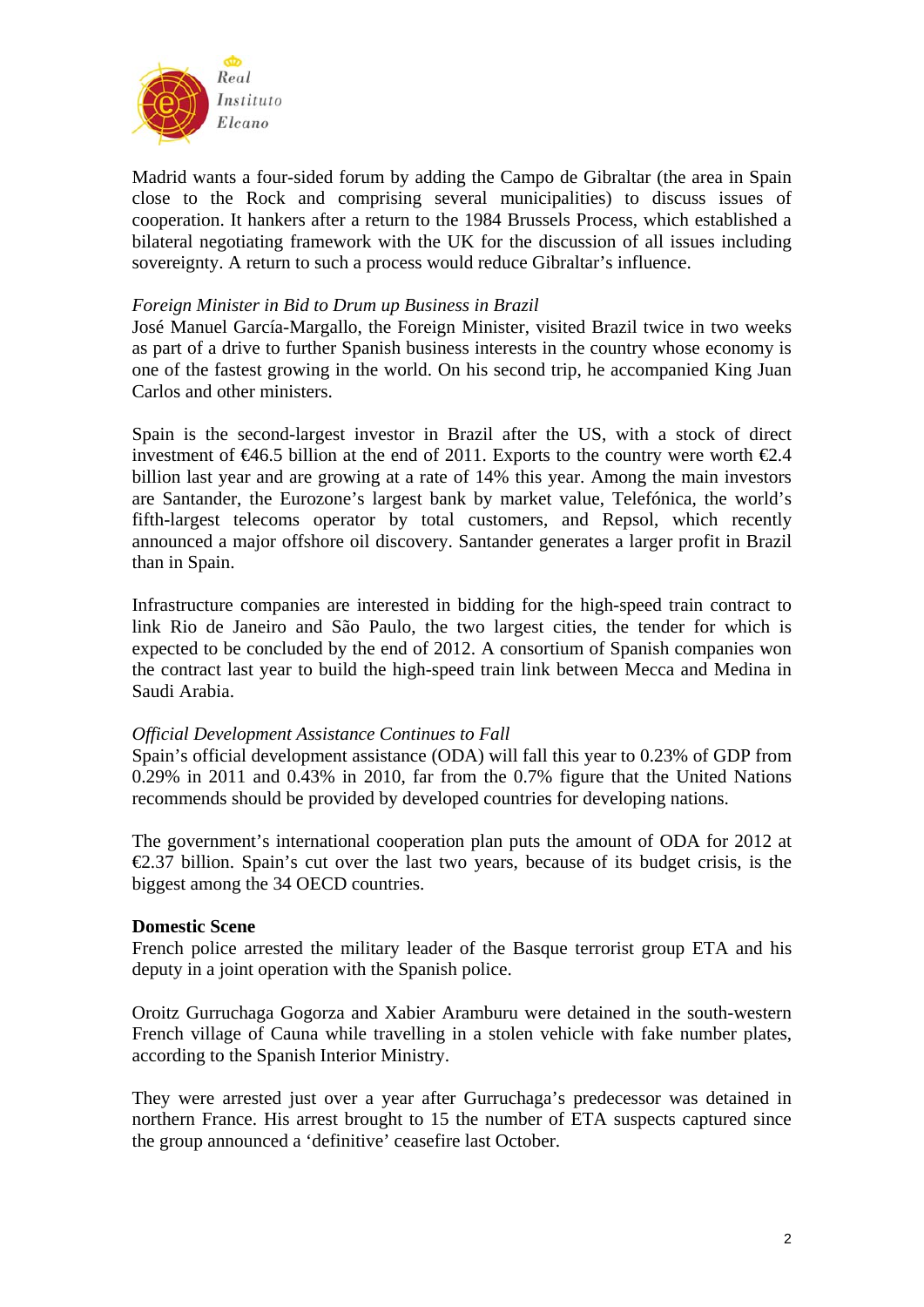Madrid wants a four-sided forum by adding the Campo de Gibraltar (the area in Spain close to the Rock and comprising several municipalities) to discuss issues of cooperation. It hankers after a return to the 1984 Brussels Process, which established a bilateral negotiating framework with the UK for the discussion of all issues including sovereignty. A return to such a process would reduce Gibraltar's influence.

*Foreign Minister in Bid to Drum up Business in Brazil*

José Manuel García-Margallo, the Foreign Minister, visited Brazil twice in two weeks as part of a drive to further Spanish business interests in the country whose economy is one of the fastest growing in the world. On his second trip, he accompanied King Juan Carlos and other ministers.

Spain is the second-largest investor in Brazil after the US, with a stock of direct investment of €46.5 billion at the end of 2011. Exports to the country were worth €2.4 billion last year and are growing at a rate of 14% this year. Among the main investors are Santander, the Eurozone's largest bank by market value, Telefónica, the world's fifth-largest telecoms operator by total customers, and Repsol, which recently announced a major offshore oil discovery. Santander generates a larger profit in Brazil than in Spain.

Infrastructure companies are interested in bidding for the high-speed train contract to link Rio de Janeiro and São Paulo, the two largest cities, the tender for which is expected to be concluded by the end of 2012. A consortium of Spanish companies won the contract last year to build the high-speed train link between Mecca and Medina in Saudi Arabia.

*Official Development Assistance Continues to Fall*

Spain's official development assistance (ODA) will fall this year to 0.23% of GDP from 0.29% in 2011 and 0.43% in 2010, far from the 0.7% figure that the United Nations recommends should be provided by developed countries for developing nations.

The government's international cooperation plan puts the amount of ODA for 2012 at €2.37 billion. Spain's cut over the last two years, because of its budget crisis, is the biggest among the 34 OECD countries.

**Domestic Scene**

French police arrested the military leader of the Basque terrorist group ETA and his deputy in a joint operation with the Spanish police.

Oroitz Gurruchaga Gogorza and Xabier Aramburu were detained in the south-western French village of Cauna while travelling in a stolen vehicle with fake number plates, according to the Spanish Interior Ministry.

They were arrested just over a year after Gurruchaga's predecessor was detained in northern France. His arrest brought to 15 the number of ETA suspects captured since the group announced a 'definitive' ceasefire last October.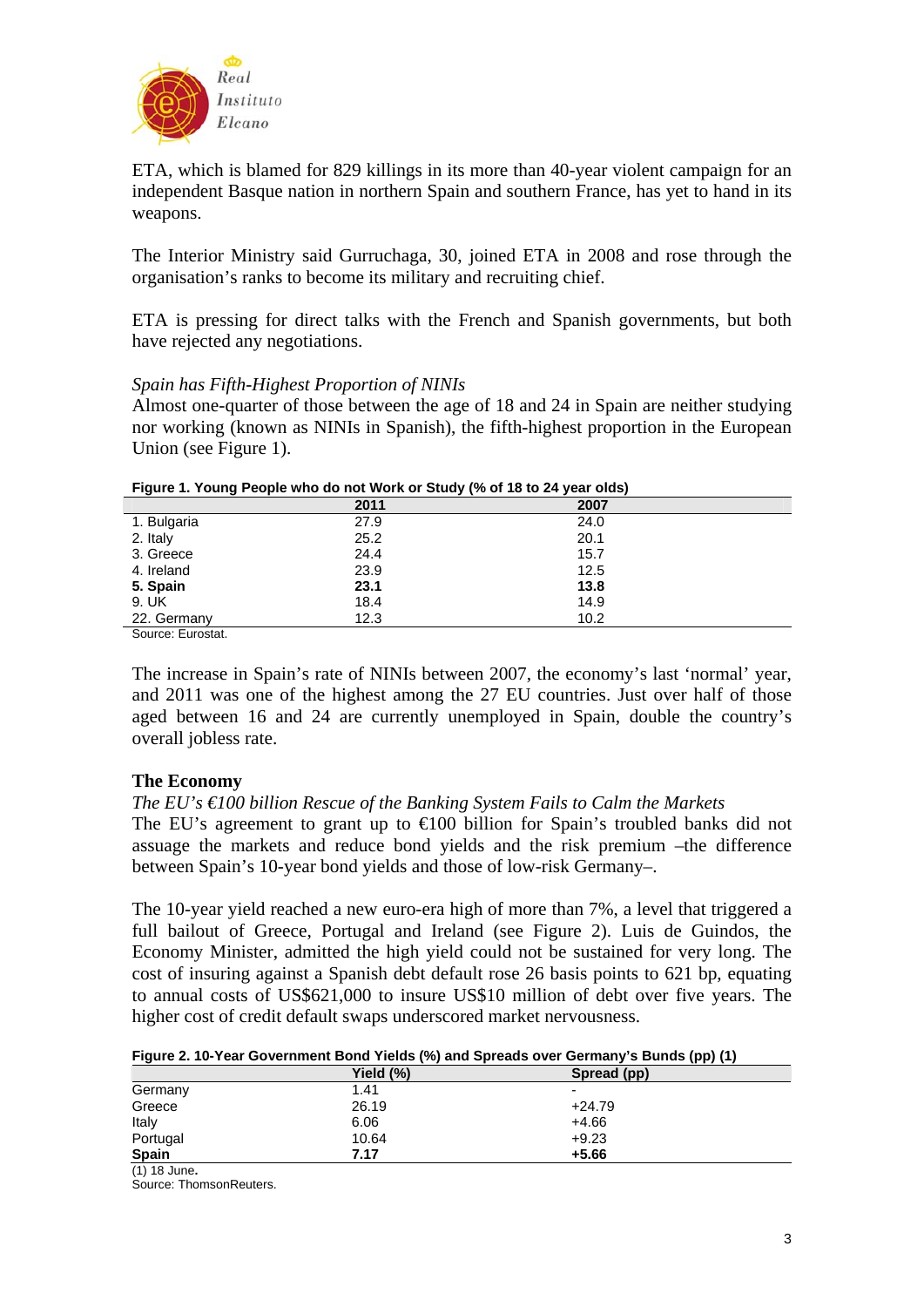ETA, which is blamed for 829 killings in its more than 40-year violent campaign for an independent Basque nation in northern Spain and southern France, has yet to hand in its weapons.

The Interior Ministry said Gurruchaga, 30, joined ETA in 2008 and rose through the organisation's ranks to become its military and recruiting chief.

ETA is pressing for direct talks with the French and Spanish governments, but both have rejected any negotiations.

*Spain has Fifth-Highest Proportion of NINIs*
Almost one-quarter of those between the age of 18 and 24 in Spain are neither studying nor working (known as NINIs in Spanish), the fifth-highest proportion in the European Union (see Figure 1).

**Figure 1. Young People who do not Work or Study (% of 18 to 24 year olds)**

| | 2011 | 2007 |
|---|---|---|
| 1. Bulgaria | 27.9 | 24.0 |
| 2. Italy | 25.2 | 20.1 |
| 3. Greece | 24.4 | 15.7 |
| 4. Ireland | 23.9 | 12.5 |
| **5. Spain** | **23.1** | **13.8** |
| 9. UK | 18.4 | 14.9 |
| 22. Germany | 12.3 | 10.2 |

Source: Eurostat.

The increase in Spain's rate of NINIs between 2007, the economy's last 'normal' year, and 2011 was one of the highest among the 27 EU countries. Just over half of those aged between 16 and 24 are currently unemployed in Spain, double the country's overall jobless rate.

## The Economy

*The EU's €100 billion Rescue of the Banking System Fails to Calm the Markets*
The EU's agreement to grant up to €100 billion for Spain's troubled banks did not assuage the markets and reduce bond yields and the risk premium –the difference between Spain's 10-year bond yields and those of low-risk Germany–.

The 10-year yield reached a new euro-era high of more than 7%, a level that triggered a full bailout of Greece, Portugal and Ireland (see Figure 2). Luis de Guindos, the Economy Minister, admitted the high yield could not be sustained for very long. The cost of insuring against a Spanish debt default rose 26 basis points to 621 bp, equating to annual costs of US$621,000 to insure US$10 million of debt over five years. The higher cost of credit default swaps underscored market nervousness.

**Figure 2. 10-Year Government Bond Yields (%) and Spreads over Germany's Bunds (pp) (1)**

| | Yield (%) | Spread (pp) |
|---|---|---|
| Germany | 1.41 | - |
| Greece | 26.19 | +24.79 |
| Italy | 6.06 | +4.66 |
| Portugal | 10.64 | +9.23 |
| **Spain** | **7.17** | **+5.66** |

(1) 18 June.
Source: ThomsonReuters.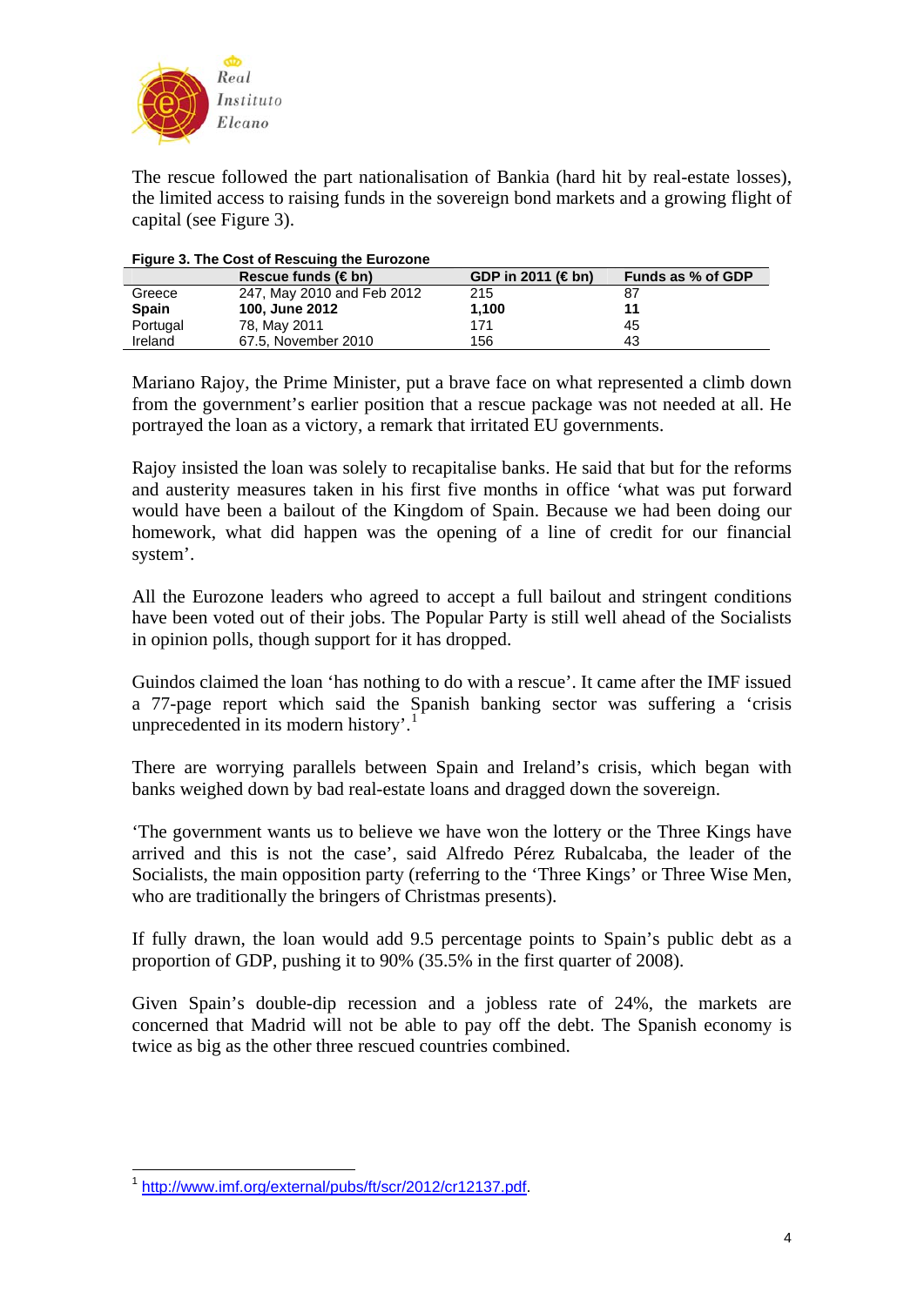The rescue followed the part nationalisation of Bankia (hard hit by real-estate losses), the limited access to raising funds in the sovereign bond markets and a growing flight of capital (see Figure 3).

**Figure 3. The Cost of Rescuing the Eurozone**

| | Rescue funds (€ bn) | GDP in 2011 (€ bn) | Funds as % of GDP |
|---|---|---|---|
| Greece | 247, May 2010 and Feb 2012 | 215 | 87 |
| **Spain** | **100, June 2012** | **1,100** | **11** |
| Portugal | 78, May 2011 | 171 | 45 |
| Ireland | 67.5, November 2010 | 156 | 43 |

Mariano Rajoy, the Prime Minister, put a brave face on what represented a climb down from the government's earlier position that a rescue package was not needed at all. He portrayed the loan as a victory, a remark that irritated EU governments.

Rajoy insisted the loan was solely to recapitalise banks. He said that but for the reforms and austerity measures taken in his first five months in office 'what was put forward would have been a bailout of the Kingdom of Spain. Because we had been doing our homework, what did happen was the opening of a line of credit for our financial system'.

All the Eurozone leaders who agreed to accept a full bailout and stringent conditions have been voted out of their jobs. The Popular Party is still well ahead of the Socialists in opinion polls, though support for it has dropped.

Guindos claimed the loan 'has nothing to do with a rescue'. It came after the IMF issued a 77-page report which said the Spanish banking sector was suffering a 'crisis unprecedented in its modern history'.[1]

There are worrying parallels between Spain and Ireland's crisis, which began with banks weighed down by bad real-estate loans and dragged down the sovereign.

'The government wants us to believe we have won the lottery or the Three Kings have arrived and this is not the case', said Alfredo Pérez Rubalcaba, the leader of the Socialists, the main opposition party (referring to the 'Three Kings' or Three Wise Men, who are traditionally the bringers of Christmas presents).

If fully drawn, the loan would add 9.5 percentage points to Spain's public debt as a proportion of GDP, pushing it to 90% (35.5% in the first quarter of 2008).

Given Spain's double-dip recession and a jobless rate of 24%, the markets are concerned that Madrid will not be able to pay off the debt. The Spanish economy is twice as big as the other three rescued countries combined.

---

[1] http://www.imf.org/external/pubs/ft/scr/2012/cr12137.pdf.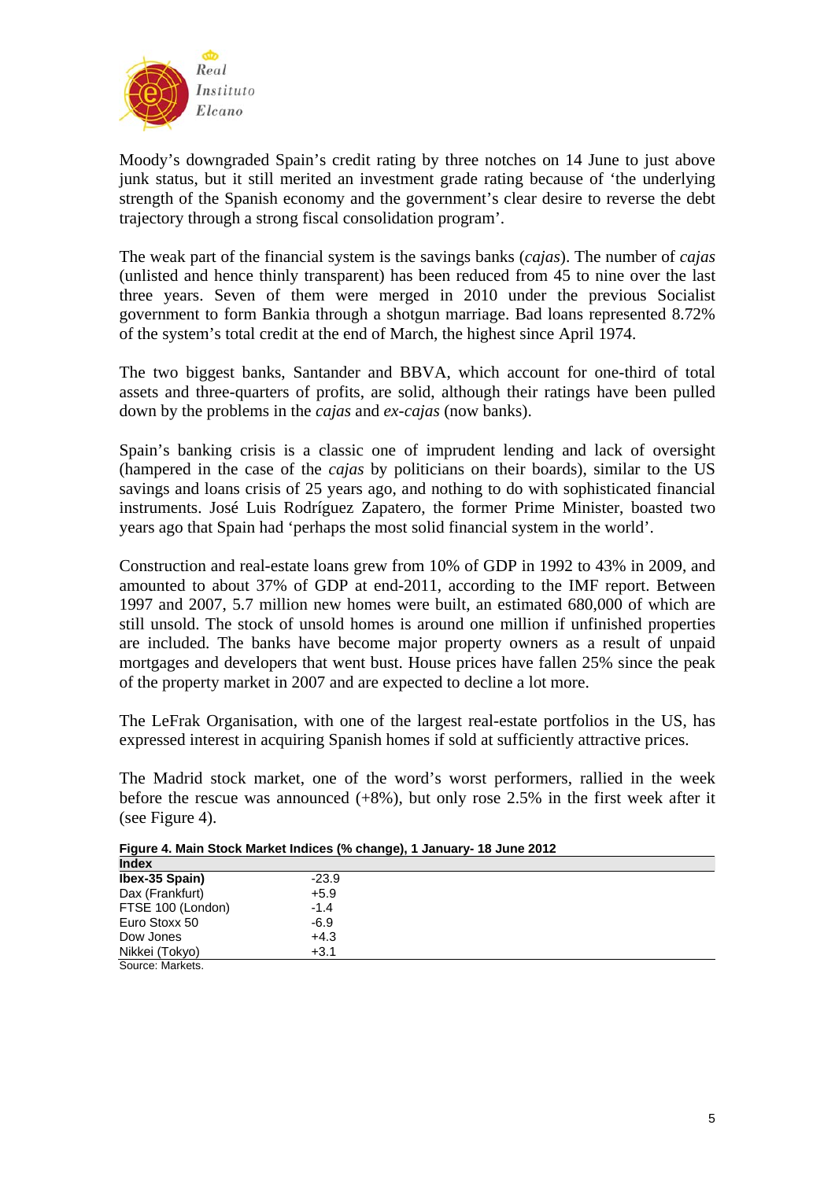Moody's downgraded Spain's credit rating by three notches on 14 June to just above junk status, but it still merited an investment grade rating because of 'the underlying strength of the Spanish economy and the government's clear desire to reverse the debt trajectory through a strong fiscal consolidation program'.

The weak part of the financial system is the savings banks (*cajas*). The number of *cajas* (unlisted and hence thinly transparent) has been reduced from 45 to nine over the last three years. Seven of them were merged in 2010 under the previous Socialist government to form Bankia through a shotgun marriage. Bad loans represented 8.72% of the system's total credit at the end of March, the highest since April 1974.

The two biggest banks, Santander and BBVA, which account for one-third of total assets and three-quarters of profits, are solid, although their ratings have been pulled down by the problems in the *cajas* and *ex-cajas* (now banks).

Spain's banking crisis is a classic one of imprudent lending and lack of oversight (hampered in the case of the *cajas* by politicians on their boards), similar to the US savings and loans crisis of 25 years ago, and nothing to do with sophisticated financial instruments. José Luis Rodríguez Zapatero, the former Prime Minister, boasted two years ago that Spain had 'perhaps the most solid financial system in the world'.

Construction and real-estate loans grew from 10% of GDP in 1992 to 43% in 2009, and amounted to about 37% of GDP at end-2011, according to the IMF report. Between 1997 and 2007, 5.7 million new homes were built, an estimated 680,000 of which are still unsold. The stock of unsold homes is around one million if unfinished properties are included. The banks have become major property owners as a result of unpaid mortgages and developers that went bust. House prices have fallen 25% since the peak of the property market in 2007 and are expected to decline a lot more.

The LeFrak Organisation, with one of the largest real-estate portfolios in the US, has expressed interest in acquiring Spanish homes if sold at sufficiently attractive prices.

The Madrid stock market, one of the word's worst performers, rallied in the week before the rescue was announced (+8%), but only rose 2.5% in the first week after it (see Figure 4).

**Figure 4. Main Stock Market Indices (% change), 1 January- 18 June 2012**

| Index | |
|---|---|
| **Ibex-35 Spain)** | -23.9 |
| Dax (Frankfurt) | +5.9 |
| FTSE 100 (London) | -1.4 |
| Euro Stoxx 50 | -6.9 |
| Dow Jones | +4.3 |
| Nikkei (Tokyo) | +3.1 |

Source: Markets.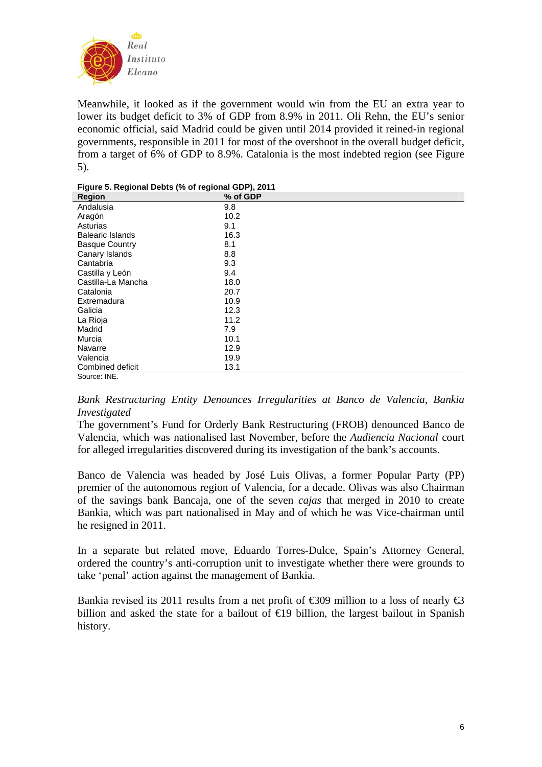Meanwhile, it looked as if the government would win from the EU an extra year to lower its budget deficit to 3% of GDP from 8.9% in 2011. Oli Rehn, the EU's senior economic official, said Madrid could be given until 2014 provided it reined-in regional governments, responsible in 2011 for most of the overshoot in the overall budget deficit, from a target of 6% of GDP to 8.9%. Catalonia is the most indebted region (see Figure 5).

**Figure 5. Regional Debts (% of regional GDP), 2011**

| Region | % of GDP |
|---|---|
| Andalusia | 9.8 |
| Aragón | 10.2 |
| Asturias | 9.1 |
| Balearic Islands | 16.3 |
| Basque Country | 8.1 |
| Canary Islands | 8.8 |
| Cantabria | 9.3 |
| Castilla y León | 9.4 |
| Castilla-La Mancha | 18.0 |
| Catalonia | 20.7 |
| Extremadura | 10.9 |
| Galicia | 12.3 |
| La Rioja | 11.2 |
| Madrid | 7.9 |
| Murcia | 10.1 |
| Navarre | 12.9 |
| Valencia | 19.9 |
| Combined deficit | 13.1 |

Source: INE.

### *Bank Restructuring Entity Denounces Irregularities at Banco de Valencia, Bankia Investigated*

The government's Fund for Orderly Bank Restructuring (FROB) denounced Banco de Valencia, which was nationalised last November, before the *Audiencia Nacional* court for alleged irregularities discovered during its investigation of the bank's accounts.

Banco de Valencia was headed by José Luis Olivas, a former Popular Party (PP) premier of the autonomous region of Valencia, for a decade. Olivas was also Chairman of the savings bank Bancaja, one of the seven *cajas* that merged in 2010 to create Bankia, which was part nationalised in May and of which he was Vice-chairman until he resigned in 2011.

In a separate but related move, Eduardo Torres-Dulce, Spain's Attorney General, ordered the country's anti-corruption unit to investigate whether there were grounds to take 'penal' action against the management of Bankia.

Bankia revised its 2011 results from a net profit of €309 million to a loss of nearly €3 billion and asked the state for a bailout of €19 billion, the largest bailout in Spanish history.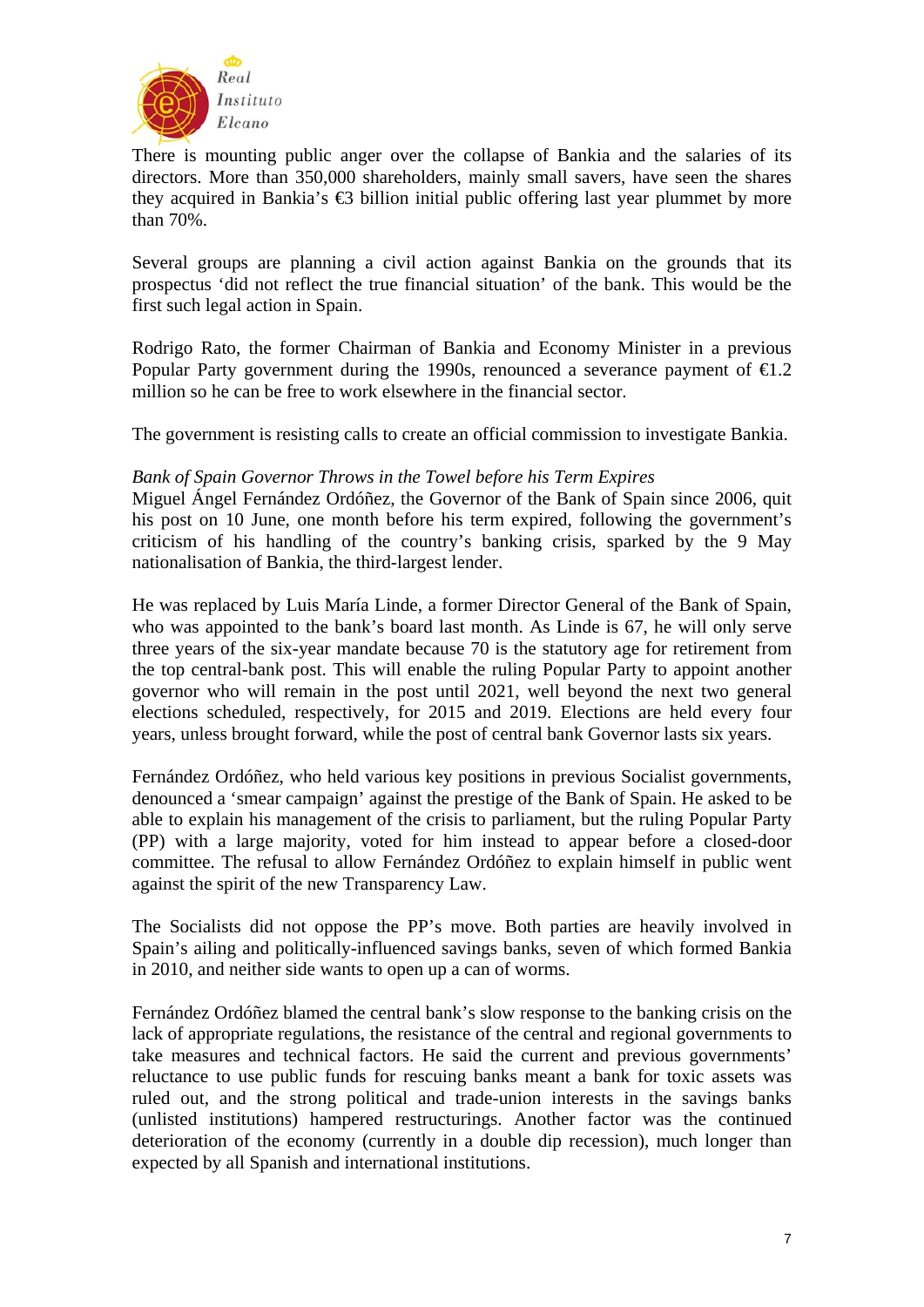There is mounting public anger over the collapse of Bankia and the salaries of its directors. More than 350,000 shareholders, mainly small savers, have seen the shares they acquired in Bankia's €3 billion initial public offering last year plummet by more than 70%.

Several groups are planning a civil action against Bankia on the grounds that its prospectus 'did not reflect the true financial situation' of the bank. This would be the first such legal action in Spain.

Rodrigo Rato, the former Chairman of Bankia and Economy Minister in a previous Popular Party government during the 1990s, renounced a severance payment of €1.2 million so he can be free to work elsewhere in the financial sector.

The government is resisting calls to create an official commission to investigate Bankia.

*Bank of Spain Governor Throws in the Towel before his Term Expires*

Miguel Ángel Fernández Ordóñez, the Governor of the Bank of Spain since 2006, quit his post on 10 June, one month before his term expired, following the government's criticism of his handling of the country's banking crisis, sparked by the 9 May nationalisation of Bankia, the third-largest lender.

He was replaced by Luis María Linde, a former Director General of the Bank of Spain, who was appointed to the bank's board last month. As Linde is 67, he will only serve three years of the six-year mandate because 70 is the statutory age for retirement from the top central-bank post. This will enable the ruling Popular Party to appoint another governor who will remain in the post until 2021, well beyond the next two general elections scheduled, respectively, for 2015 and 2019. Elections are held every four years, unless brought forward, while the post of central bank Governor lasts six years.

Fernández Ordóñez, who held various key positions in previous Socialist governments, denounced a 'smear campaign' against the prestige of the Bank of Spain. He asked to be able to explain his management of the crisis to parliament, but the ruling Popular Party (PP) with a large majority, voted for him instead to appear before a closed-door committee. The refusal to allow Fernández Ordóñez to explain himself in public went against the spirit of the new Transparency Law.

The Socialists did not oppose the PP's move. Both parties are heavily involved in Spain's ailing and politically-influenced savings banks, seven of which formed Bankia in 2010, and neither side wants to open up a can of worms.

Fernández Ordóñez blamed the central bank's slow response to the banking crisis on the lack of appropriate regulations, the resistance of the central and regional governments to take measures and technical factors. He said the current and previous governments' reluctance to use public funds for rescuing banks meant a bank for toxic assets was ruled out, and the strong political and trade-union interests in the savings banks (unlisted institutions) hampered restructurings. Another factor was the continued deterioration of the economy (currently in a double dip recession), much longer than expected by all Spanish and international institutions.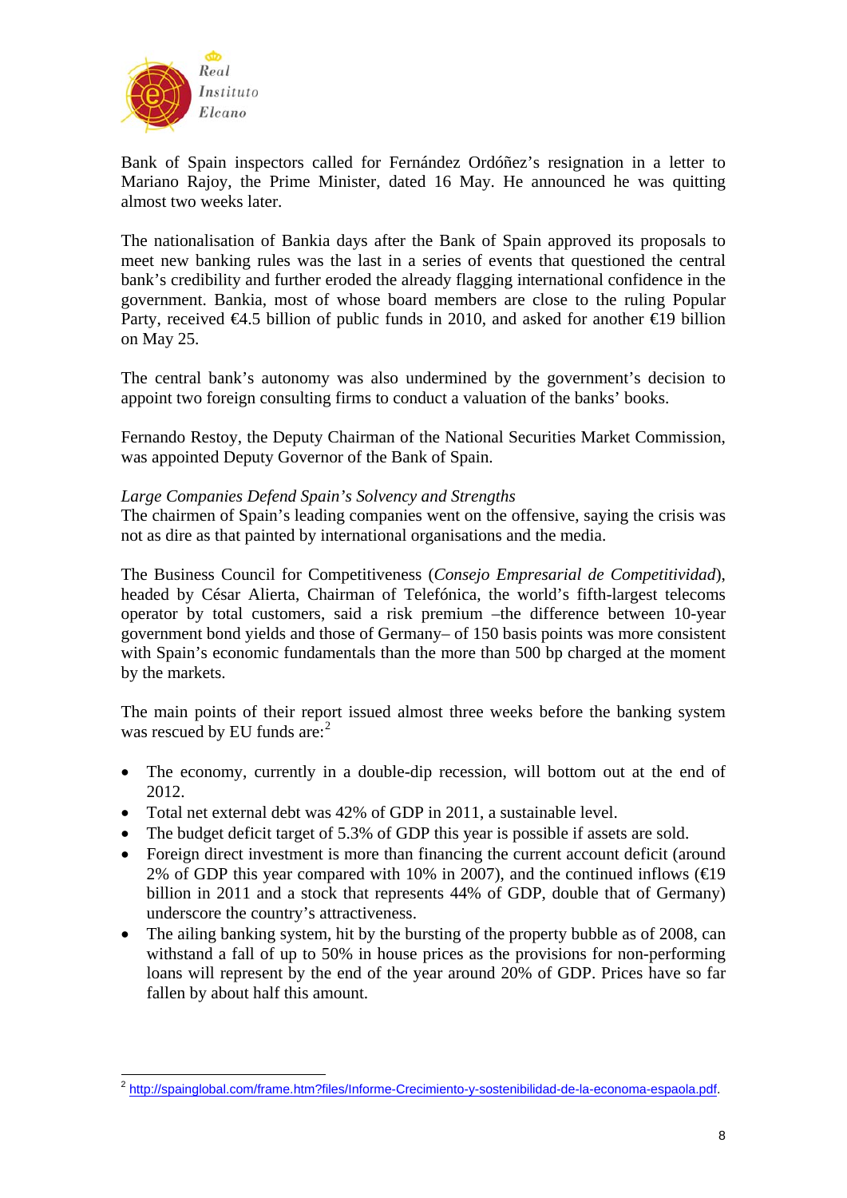Bank of Spain inspectors called for Fernández Ordóñez's resignation in a letter to Mariano Rajoy, the Prime Minister, dated 16 May. He announced he was quitting almost two weeks later.

The nationalisation of Bankia days after the Bank of Spain approved its proposals to meet new banking rules was the last in a series of events that questioned the central bank's credibility and further eroded the already flagging international confidence in the government. Bankia, most of whose board members are close to the ruling Popular Party, received €4.5 billion of public funds in 2010, and asked for another €19 billion on May 25.

The central bank's autonomy was also undermined by the government's decision to appoint two foreign consulting firms to conduct a valuation of the banks' books.

Fernando Restoy, the Deputy Chairman of the National Securities Market Commission, was appointed Deputy Governor of the Bank of Spain.

*Large Companies Defend Spain's Solvency and Strengths*

The chairmen of Spain's leading companies went on the offensive, saying the crisis was not as dire as that painted by international organisations and the media.

The Business Council for Competitiveness (*Consejo Empresarial de Competitividad*), headed by César Alierta, Chairman of Telefónica, the world's fifth-largest telecoms operator by total customers, said a risk premium –the difference between 10-year government bond yields and those of Germany– of 150 basis points was more consistent with Spain's economic fundamentals than the more than 500 bp charged at the moment by the markets.

The main points of their report issued almost three weeks before the banking system was rescued by EU funds are:[2]

- The economy, currently in a double-dip recession, will bottom out at the end of 2012.
- Total net external debt was 42% of GDP in 2011, a sustainable level.
- The budget deficit target of 5.3% of GDP this year is possible if assets are sold.
- Foreign direct investment is more than financing the current account deficit (around 2% of GDP this year compared with 10% in 2007), and the continued inflows (€19 billion in 2011 and a stock that represents 44% of GDP, double that of Germany) underscore the country's attractiveness.
- The ailing banking system, hit by the bursting of the property bubble as of 2008, can withstand a fall of up to 50% in house prices as the provisions for non-performing loans will represent by the end of the year around 20% of GDP. Prices have so far fallen by about half this amount.

---

[2] http://spainglobal.com/frame.htm?files/Informe-Crecimiento-y-sostenibilidad-de-la-economa-espaola.pdf.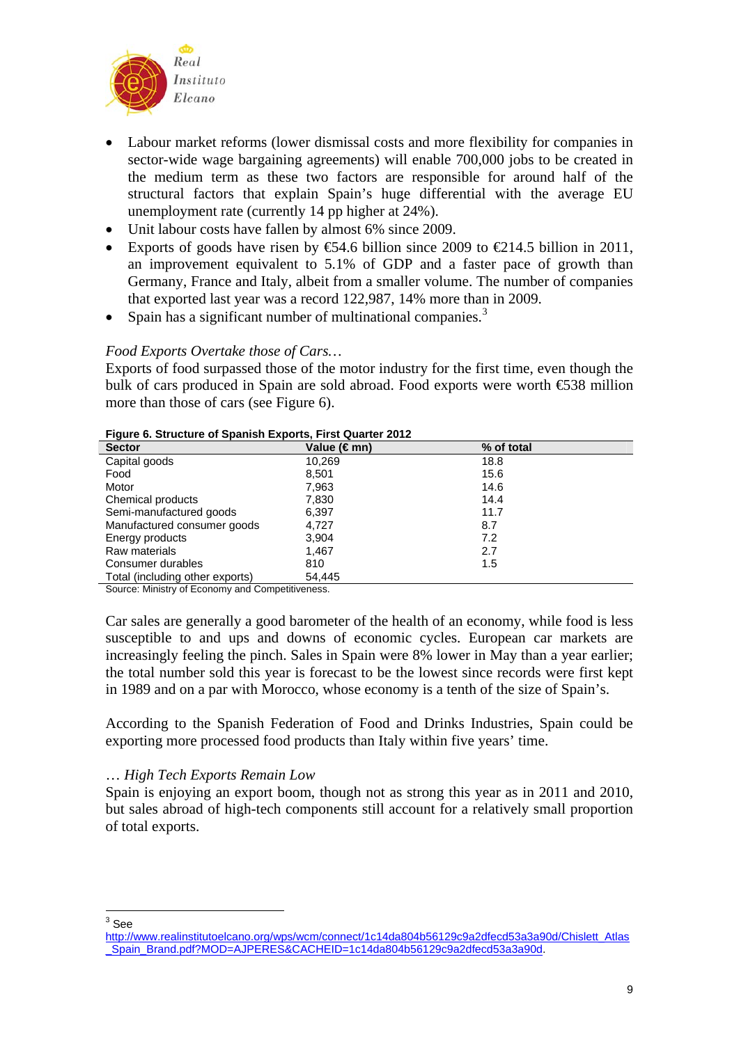- Labour market reforms (lower dismissal costs and more flexibility for companies in sector-wide wage bargaining agreements) will enable 700,000 jobs to be created in the medium term as these two factors are responsible for around half of the structural factors that explain Spain's huge differential with the average EU unemployment rate (currently 14 pp higher at 24%).
- Unit labour costs have fallen by almost 6% since 2009.
- Exports of goods have risen by €54.6 billion since 2009 to €214.5 billion in 2011, an improvement equivalent to 5.1% of GDP and a faster pace of growth than Germany, France and Italy, albeit from a smaller volume. The number of companies that exported last year was a record 122,987, 14% more than in 2009.
- Spain has a significant number of multinational companies.[3]

*Food Exports Overtake those of Cars…*

Exports of food surpassed those of the motor industry for the first time, even though the bulk of cars produced in Spain are sold abroad. Food exports were worth €538 million more than those of cars (see Figure 6).

**Figure 6. Structure of Spanish Exports, First Quarter 2012**

| Sector | Value (€ mn) | % of total |
|---|---|---|
| Capital goods | 10,269 | 18.8 |
| Food | 8,501 | 15.6 |
| Motor | 7,963 | 14.6 |
| Chemical products | 7,830 | 14.4 |
| Semi-manufactured goods | 6,397 | 11.7 |
| Manufactured consumer goods | 4,727 | 8.7 |
| Energy products | 3,904 | 7.2 |
| Raw materials | 1,467 | 2.7 |
| Consumer durables | 810 | 1.5 |
| Total (including other exports) | 54,445 | |

Source: Ministry of Economy and Competitiveness.

Car sales are generally a good barometer of the health of an economy, while food is less susceptible to and ups and downs of economic cycles. European car markets are increasingly feeling the pinch. Sales in Spain were 8% lower in May than a year earlier; the total number sold this year is forecast to be the lowest since records were first kept in 1989 and on a par with Morocco, whose economy is a tenth of the size of Spain's.

According to the Spanish Federation of Food and Drinks Industries, Spain could be exporting more processed food products than Italy within five years' time.

*… High Tech Exports Remain Low*

Spain is enjoying an export boom, though not as strong this year as in 2011 and 2010, but sales abroad of high-tech components still account for a relatively small proportion of total exports.

---

[3] See http://www.realinstitutoelcano.org/wps/wcm/connect/1c14da804b56129c9a2dfecd53a3a90d/Chislett_Atlas_Spain_Brand.pdf?MOD=AJPERES&CACHEID=1c14da804b56129c9a2dfecd53a3a90d.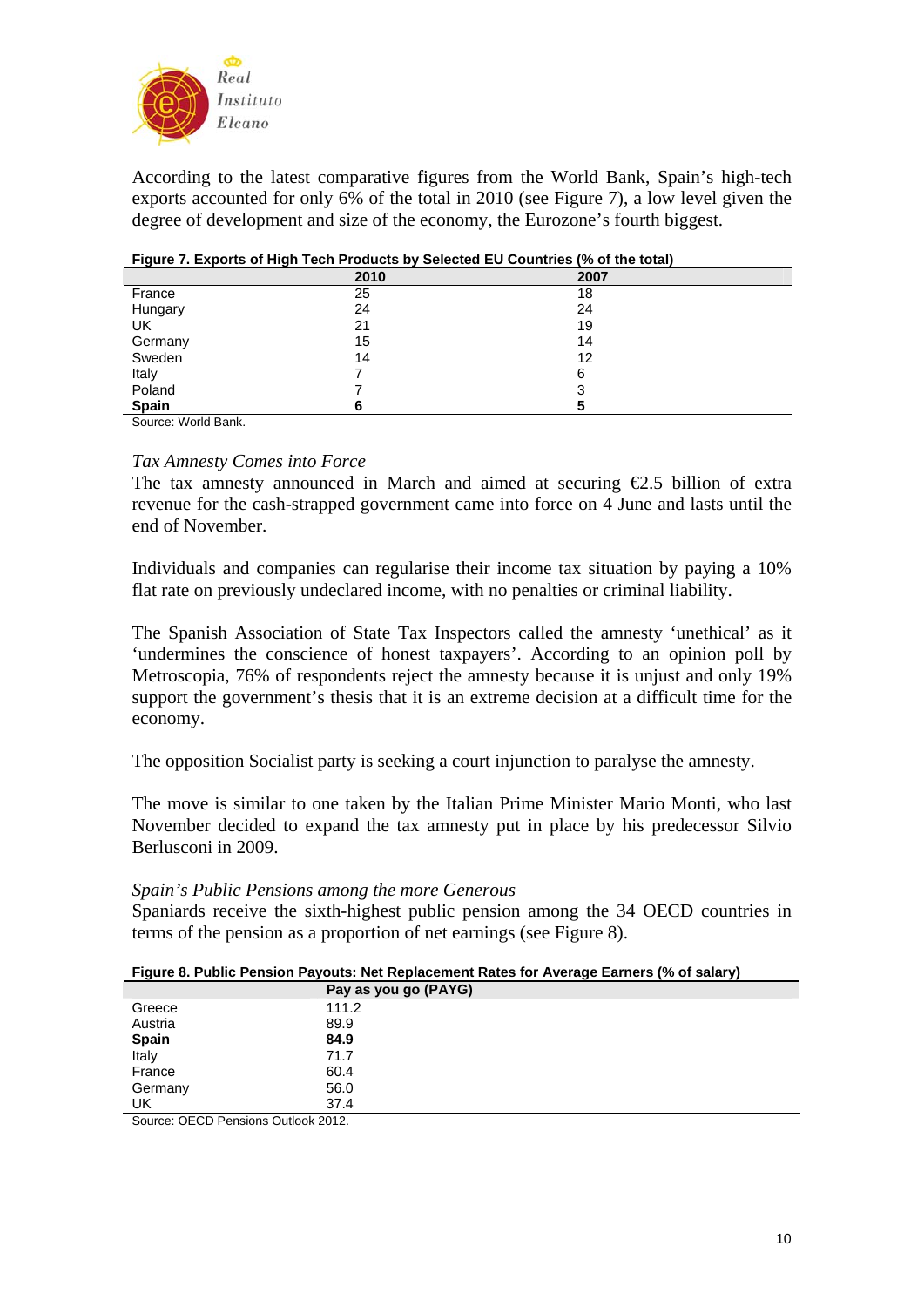According to the latest comparative figures from the World Bank, Spain's high-tech exports accounted for only 6% of the total in 2010 (see Figure 7), a low level given the degree of development and size of the economy, the Eurozone's fourth biggest.

**Figure 7. Exports of High Tech Products by Selected EU Countries (% of the total)**

| | 2010 | 2007 |
|---|---|---|
| France | 25 | 18 |
| Hungary | 24 | 24 |
| UK | 21 | 19 |
| Germany | 15 | 14 |
| Sweden | 14 | 12 |
| Italy | 7 | 6 |
| Poland | 7 | 3 |
| **Spain** | **6** | **5** |

Source: World Bank.

*Tax Amnesty Comes into Force*

The tax amnesty announced in March and aimed at securing €2.5 billion of extra revenue for the cash-strapped government came into force on 4 June and lasts until the end of November.

Individuals and companies can regularise their income tax situation by paying a 10% flat rate on previously undeclared income, with no penalties or criminal liability.

The Spanish Association of State Tax Inspectors called the amnesty 'unethical' as it 'undermines the conscience of honest taxpayers'. According to an opinion poll by Metroscopia, 76% of respondents reject the amnesty because it is unjust and only 19% support the government's thesis that it is an extreme decision at a difficult time for the economy.

The opposition Socialist party is seeking a court injunction to paralyse the amnesty.

The move is similar to one taken by the Italian Prime Minister Mario Monti, who last November decided to expand the tax amnesty put in place by his predecessor Silvio Berlusconi in 2009.

*Spain's Public Pensions among the more Generous*

Spaniards receive the sixth-highest public pension among the 34 OECD countries in terms of the pension as a proportion of net earnings (see Figure 8).

**Figure 8. Public Pension Payouts: Net Replacement Rates for Average Earners (% of salary)**

| | Pay as you go (PAYG) |
|---|---|
| Greece | 111.2 |
| Austria | 89.9 |
| **Spain** | **84.9** |
| Italy | 71.7 |
| France | 60.4 |
| Germany | 56.0 |
| UK | 37.4 |

Source: OECD Pensions Outlook 2012.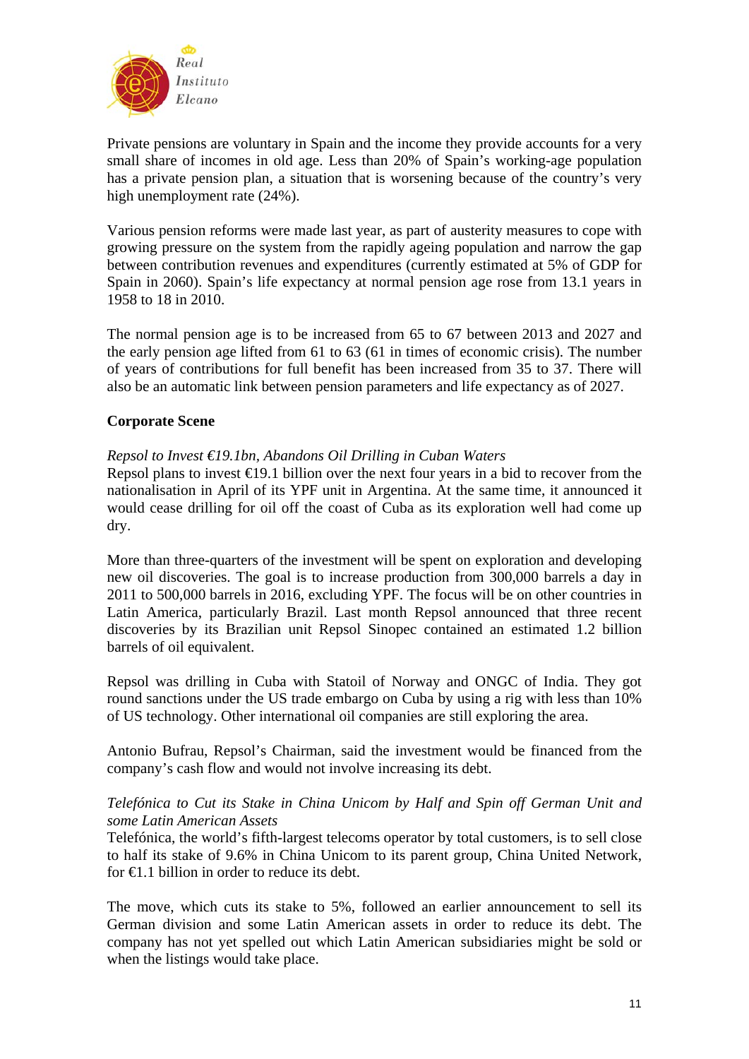Private pensions are voluntary in Spain and the income they provide accounts for a very small share of incomes in old age. Less than 20% of Spain's working-age population has a private pension plan, a situation that is worsening because of the country's very high unemployment rate (24%).

Various pension reforms were made last year, as part of austerity measures to cope with growing pressure on the system from the rapidly ageing population and narrow the gap between contribution revenues and expenditures (currently estimated at 5% of GDP for Spain in 2060). Spain's life expectancy at normal pension age rose from 13.1 years in 1958 to 18 in 2010.

The normal pension age is to be increased from 65 to 67 between 2013 and 2027 and the early pension age lifted from 61 to 63 (61 in times of economic crisis). The number of years of contributions for full benefit has been increased from 35 to 37. There will also be an automatic link between pension parameters and life expectancy as of 2027.

**Corporate Scene**

*Repsol to Invest €19.1bn, Abandons Oil Drilling in Cuban Waters*
Repsol plans to invest €19.1 billion over the next four years in a bid to recover from the nationalisation in April of its YPF unit in Argentina. At the same time, it announced it would cease drilling for oil off the coast of Cuba as its exploration well had come up dry.

More than three-quarters of the investment will be spent on exploration and developing new oil discoveries. The goal is to increase production from 300,000 barrels a day in 2011 to 500,000 barrels in 2016, excluding YPF. The focus will be on other countries in Latin America, particularly Brazil. Last month Repsol announced that three recent discoveries by its Brazilian unit Repsol Sinopec contained an estimated 1.2 billion barrels of oil equivalent.

Repsol was drilling in Cuba with Statoil of Norway and ONGC of India. They got round sanctions under the US trade embargo on Cuba by using a rig with less than 10% of US technology. Other international oil companies are still exploring the area.

Antonio Bufrau, Repsol's Chairman, said the investment would be financed from the company's cash flow and would not involve increasing its debt.

*Telefónica to Cut its Stake in China Unicom by Half and Spin off German Unit and some Latin American Assets*
Telefónica, the world's fifth-largest telecoms operator by total customers, is to sell close to half its stake of 9.6% in China Unicom to its parent group, China United Network, for €1.1 billion in order to reduce its debt.

The move, which cuts its stake to 5%, followed an earlier announcement to sell its German division and some Latin American assets in order to reduce its debt. The company has not yet spelled out which Latin American subsidiaries might be sold or when the listings would take place.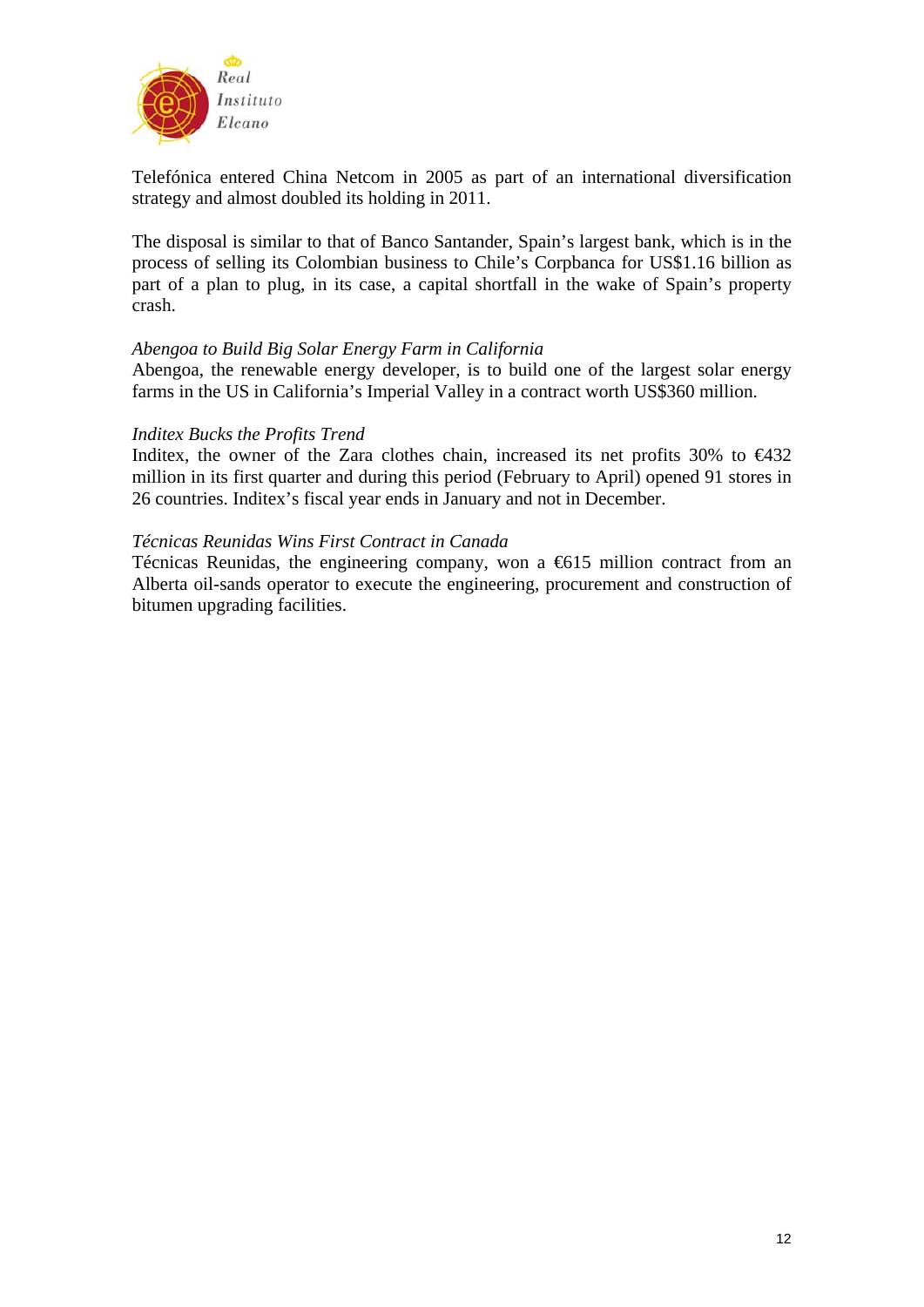Telefónica entered China Netcom in 2005 as part of an international diversification strategy and almost doubled its holding in 2011.

The disposal is similar to that of Banco Santander, Spain's largest bank, which is in the process of selling its Colombian business to Chile's Corpbanca for US$1.16 billion as part of a plan to plug, in its case, a capital shortfall in the wake of Spain's property crash.

*Abengoa to Build Big Solar Energy Farm in California*

Abengoa, the renewable energy developer, is to build one of the largest solar energy farms in the US in California's Imperial Valley in a contract worth US$360 million.

*Inditex Bucks the Profits Trend*

Inditex, the owner of the Zara clothes chain, increased its net profits 30% to €432 million in its first quarter and during this period (February to April) opened 91 stores in 26 countries. Inditex's fiscal year ends in January and not in December.

*Técnicas Reunidas Wins First Contract in Canada*

Técnicas Reunidas, the engineering company, won a €615 million contract from an Alberta oil-sands operator to execute the engineering, procurement and construction of bitumen upgrading facilities.